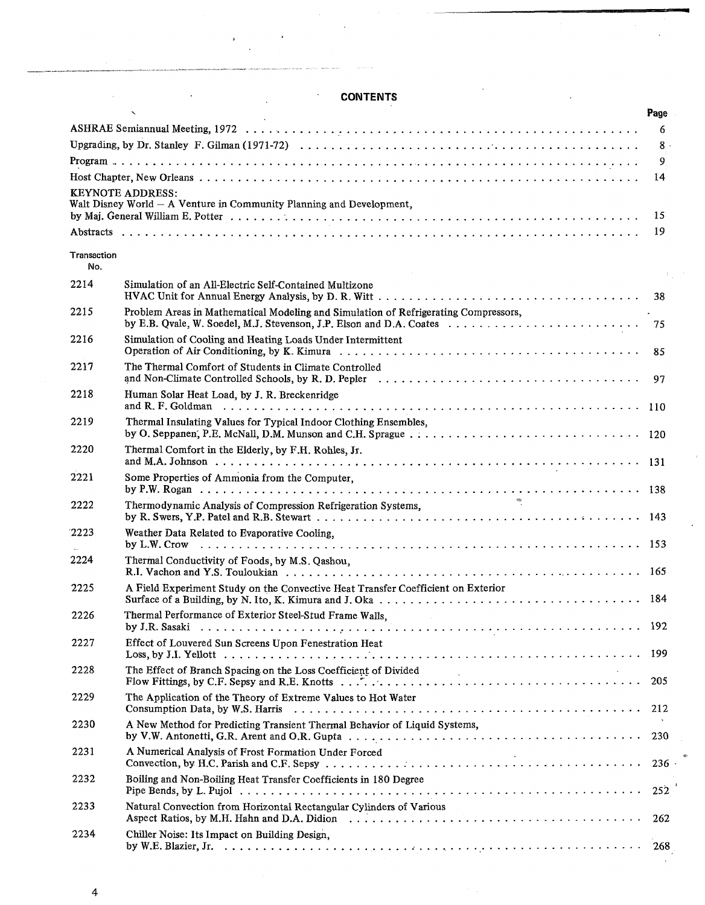## CONTENTS

| | | Page |
|---|---|---|
| | ASHRAE Semiannual Meeting, 1972 | 6 |
| | Upgrading, by Dr. Stanley F. Gilman (1971-72) | 8 |
| | Program | 9 |
| | Host Chapter, New Orleans | 14 |
| | KEYNOTE ADDRESS: Walt Disney World – A Venture in Community Planning and Development, by Maj. General William E. Potter | 15 |
| | Abstracts | 19 |
| Transaction No. | | |
| 2214 | Simulation of an All-Electric Self-Contained Multizone HVAC Unit for Annual Energy Analysis, by D. R. Witt | 38 |
| 2215 | Problem Areas in Mathematical Modeling and Simulation of Refrigerating Compressors, by E.B. Qvale, W. Soedel, M.J. Stevenson, J.P. Elson and D.A. Coates | 75 |
| 2216 | Simulation of Cooling and Heating Loads Under Intermittent Operation of Air Conditioning, by K. Kimura | 85 |
| 2217 | The Thermal Comfort of Students in Climate Controlled and Non-Climate Controlled Schools, by R. D. Pepler | 97 |
| 2218 | Human Solar Heat Load, by J. R. Breckenridge and R. F. Goldman | 110 |
| 2219 | Thermal Insulating Values for Typical Indoor Clothing Ensembles, by O. Seppanen, P.E. McNall, D.M. Munson and C.H. Sprague | 120 |
| 2220 | Thermal Comfort in the Elderly, by F.H. Rohles, Jr. and M.A. Johnson | 131 |
| 2221 | Some Properties of Ammonia from the Computer, by P.W. Rogan | 138 |
| 2222 | Thermodynamic Analysis of Compression Refrigeration Systems, by R. Swers, Y.P. Patel and R.B. Stewart | 143 |
| 2223 | Weather Data Related to Evaporative Cooling, by L.W. Crow | 153 |
| 2224 | Thermal Conductivity of Foods, by M.S. Qashou, R.I. Vachon and Y.S. Touloukian | 165 |
| 2225 | A Field Experiment Study on the Convective Heat Transfer Coefficient on Exterior Surface of a Building, by N. Ito, K. Kimura and J. Oka | 184 |
| 2226 | Thermal Performance of Exterior Steel-Stud Frame Walls, by J.R. Sasaki | 192 |
| 2227 | Effect of Louvered Sun Screens Upon Fenestration Heat Loss, by J.I. Yellott | 199 |
| 2228 | The Effect of Branch Spacing on the Loss Coefficient of Divided Flow Fittings, by C.F. Sepsy and R.E. Knotts | 205 |
| 2229 | The Application of the Theory of Extreme Values to Hot Water Consumption Data, by W.S. Harris | 212 |
| 2230 | A New Method for Predicting Transient Thermal Behavior of Liquid Systems, by V.W. Antonetti, G.R. Arent and O.R. Gupta | 230 |
| 2231 | A Numerical Analysis of Frost Formation Under Forced Convection, by H.C. Parish and C.F. Sepsy | 236 |
| 2232 | Boiling and Non-Boiling Heat Transfer Coefficients in 180 Degree Pipe Bends, by L. Pujol | 252 |
| 2233 | Natural Convection from Horizontal Rectangular Cylinders of Various Aspect Ratios, by M.H. Hahn and D.A. Didion | 262 |
| 2234 | Chiller Noise: Its Impact on Building Design, by W.E. Blazier, Jr. | 268 |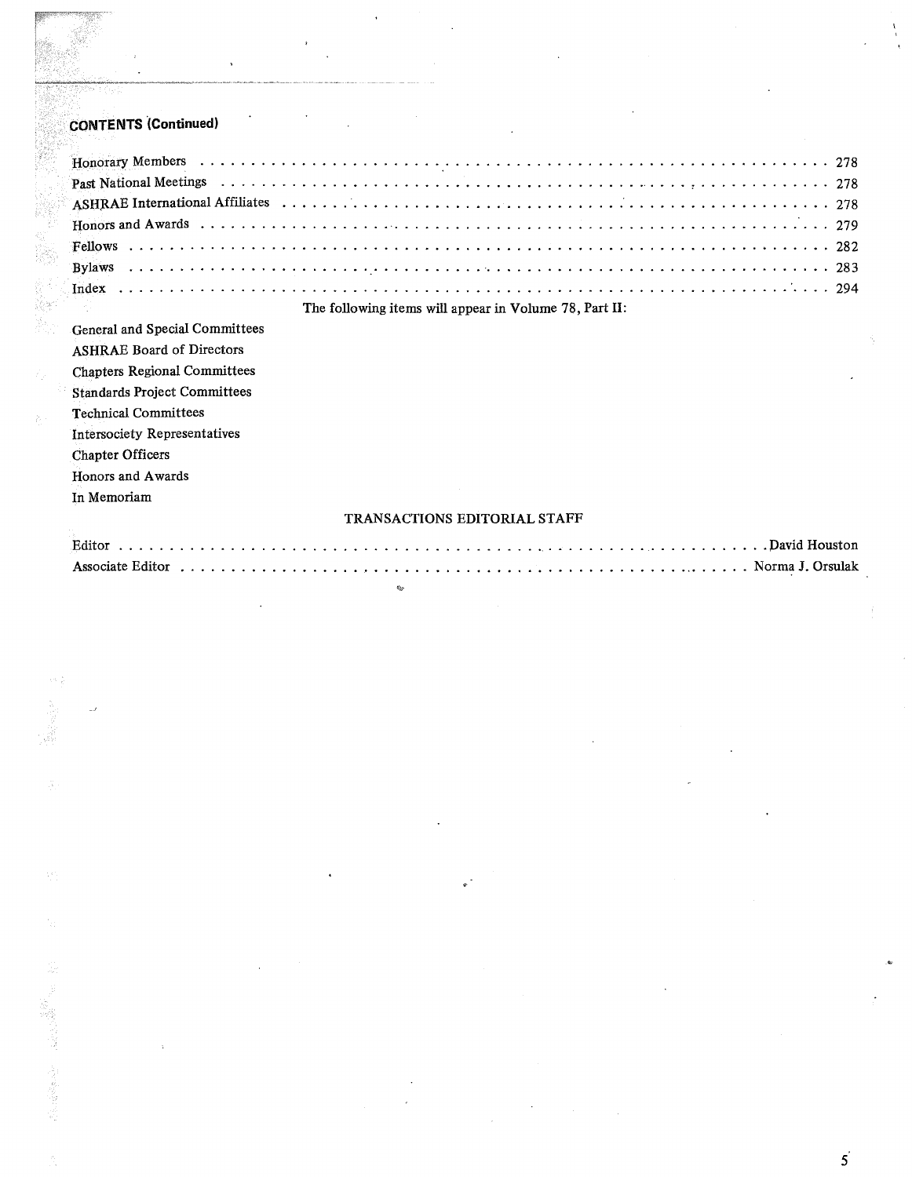## CONTENTS (Continued)

| | |
|---|---|
| Honorary Members | 278 |
| Past National Meetings | 278 |
| ASHRAE International Affiliates | 278 |
| Honors and Awards | 279 |
| Fellows | 282 |
| Bylaws | 283 |
| Index | 294 |

The following items will appear in Volume 78, Part II:

General and Special Committees
ASHRAE Board of Directors
Chapters Regional Committees
Standards Project Committees
Technical Committees
Intersociety Representatives
Chapter Officers
Honors and Awards
In Memoriam

### TRANSACTIONS EDITORIAL STAFF

| | |
|---|---|
| Editor | David Houston |
| Associate Editor | Norma J. Orsulak |